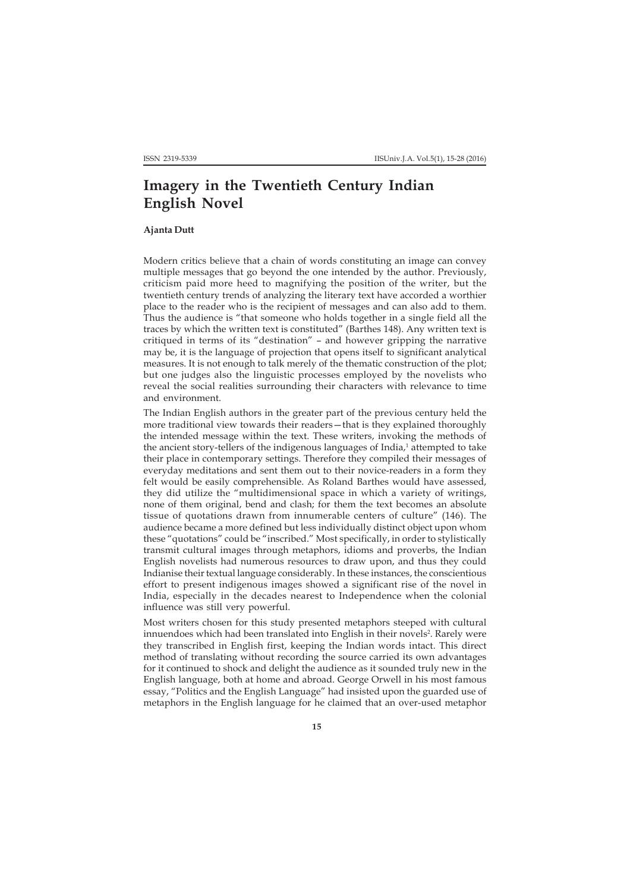# Imagery in the Twentieth Century Indian English Novel

**Ajanta Dutt**

Modern critics believe that a chain of words constituting an image can convey multiple messages that go beyond the one intended by the author. Previously, criticism paid more heed to magnifying the position of the writer, but the twentieth century trends of analyzing the literary text have accorded a worthier place to the reader who is the recipient of messages and can also add to them. Thus the audience is "that someone who holds together in a single field all the traces by which the written text is constituted" (Barthes 148). Any written text is critiqued in terms of its "destination" – and however gripping the narrative may be, it is the language of projection that opens itself to significant analytical measures. It is not enough to talk merely of the thematic construction of the plot; but one judges also the linguistic processes employed by the novelists who reveal the social realities surrounding their characters with relevance to time and environment.

The Indian English authors in the greater part of the previous century held the more traditional view towards their readers—that is they explained thoroughly the intended message within the text. These writers, invoking the methods of the ancient story-tellers of the indigenous languages of India,[1] attempted to take their place in contemporary settings. Therefore they compiled their messages of everyday meditations and sent them out to their novice-readers in a form they felt would be easily comprehensible. As Roland Barthes would have assessed, they did utilize the "multidimensional space in which a variety of writings, none of them original, bend and clash; for them the text becomes an absolute tissue of quotations drawn from innumerable centers of culture" (146). The audience became a more defined but less individually distinct object upon whom these "quotations" could be "inscribed." Most specifically, in order to stylistically transmit cultural images through metaphors, idioms and proverbs, the Indian English novelists had numerous resources to draw upon, and thus they could Indianise their textual language considerably. In these instances, the conscientious effort to present indigenous images showed a significant rise of the novel in India, especially in the decades nearest to Independence when the colonial influence was still very powerful.

Most writers chosen for this study presented metaphors steeped with cultural innuendoes which had been translated into English in their novels[2]. Rarely were they transcribed in English first, keeping the Indian words intact. This direct method of translating without recording the source carried its own advantages for it continued to shock and delight the audience as it sounded truly new in the English language, both at home and abroad. George Orwell in his most famous essay, "Politics and the English Language" had insisted upon the guarded use of metaphors in the English language for he claimed that an over-used metaphor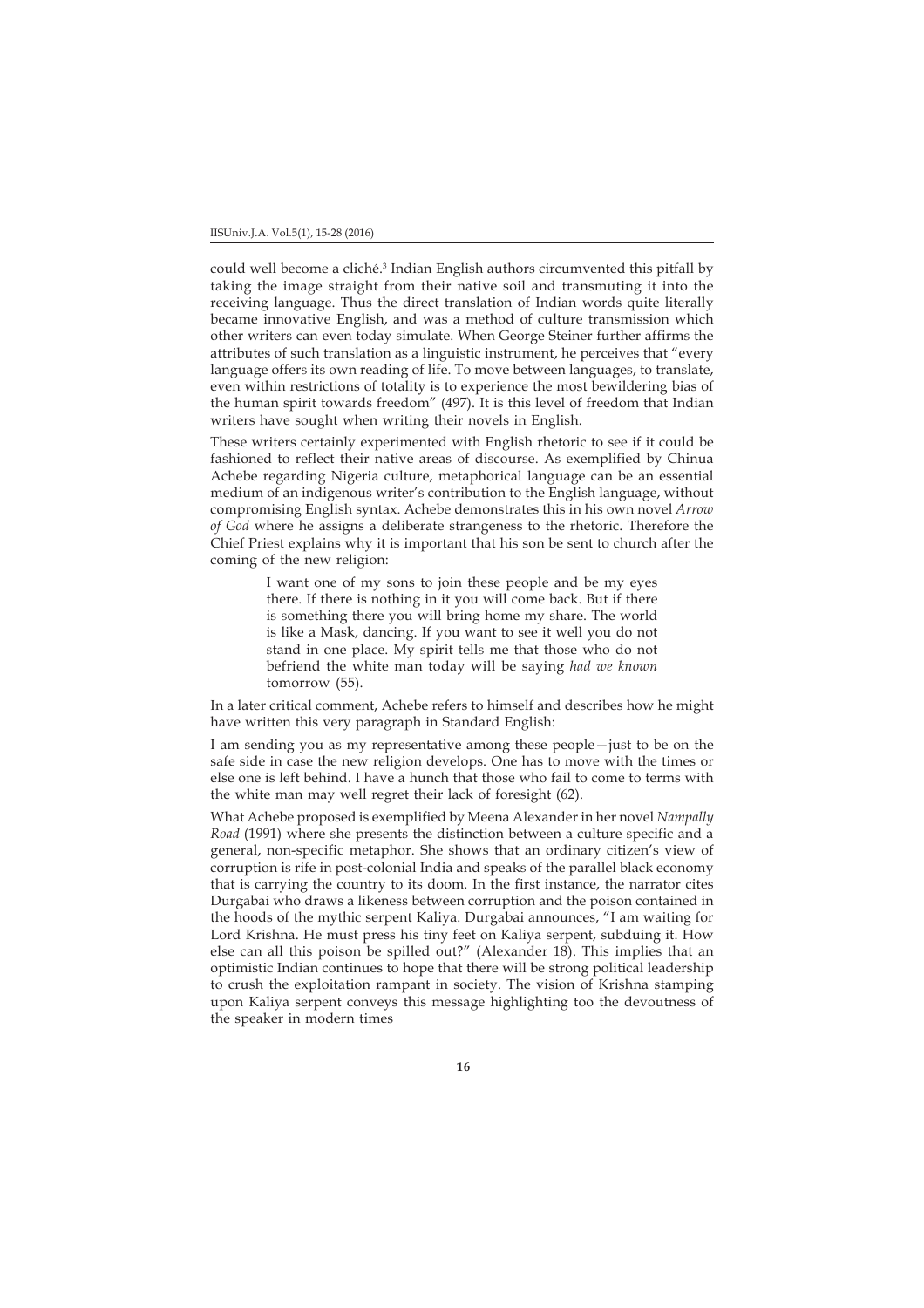could well become a cliché.[3] Indian English authors circumvented this pitfall by taking the image straight from their native soil and transmuting it into the receiving language. Thus the direct translation of Indian words quite literally became innovative English, and was a method of culture transmission which other writers can even today simulate. When George Steiner further affirms the attributes of such translation as a linguistic instrument, he perceives that "every language offers its own reading of life. To move between languages, to translate, even within restrictions of totality is to experience the most bewildering bias of the human spirit towards freedom" (497). It is this level of freedom that Indian writers have sought when writing their novels in English.

These writers certainly experimented with English rhetoric to see if it could be fashioned to reflect their native areas of discourse. As exemplified by Chinua Achebe regarding Nigeria culture, metaphorical language can be an essential medium of an indigenous writer's contribution to the English language, without compromising English syntax. Achebe demonstrates this in his own novel *Arrow of God* where he assigns a deliberate strangeness to the rhetoric. Therefore the Chief Priest explains why it is important that his son be sent to church after the coming of the new religion:

> I want one of my sons to join these people and be my eyes there. If there is nothing in it you will come back. But if there is something there you will bring home my share. The world is like a Mask, dancing. If you want to see it well you do not stand in one place. My spirit tells me that those who do not befriend the white man today will be saying *had we known* tomorrow (55).

In a later critical comment, Achebe refers to himself and describes how he might have written this very paragraph in Standard English:

I am sending you as my representative among these people—just to be on the safe side in case the new religion develops. One has to move with the times or else one is left behind. I have a hunch that those who fail to come to terms with the white man may well regret their lack of foresight (62).

What Achebe proposed is exemplified by Meena Alexander in her novel *Nampally Road* (1991) where she presents the distinction between a culture specific and a general, non-specific metaphor. She shows that an ordinary citizen's view of corruption is rife in post-colonial India and speaks of the parallel black economy that is carrying the country to its doom. In the first instance, the narrator cites Durgabai who draws a likeness between corruption and the poison contained in the hoods of the mythic serpent Kaliya. Durgabai announces, "I am waiting for Lord Krishna. He must press his tiny feet on Kaliya serpent, subduing it. How else can all this poison be spilled out?" (Alexander 18). This implies that an optimistic Indian continues to hope that there will be strong political leadership to crush the exploitation rampant in society. The vision of Krishna stamping upon Kaliya serpent conveys this message highlighting too the devoutness of the speaker in modern times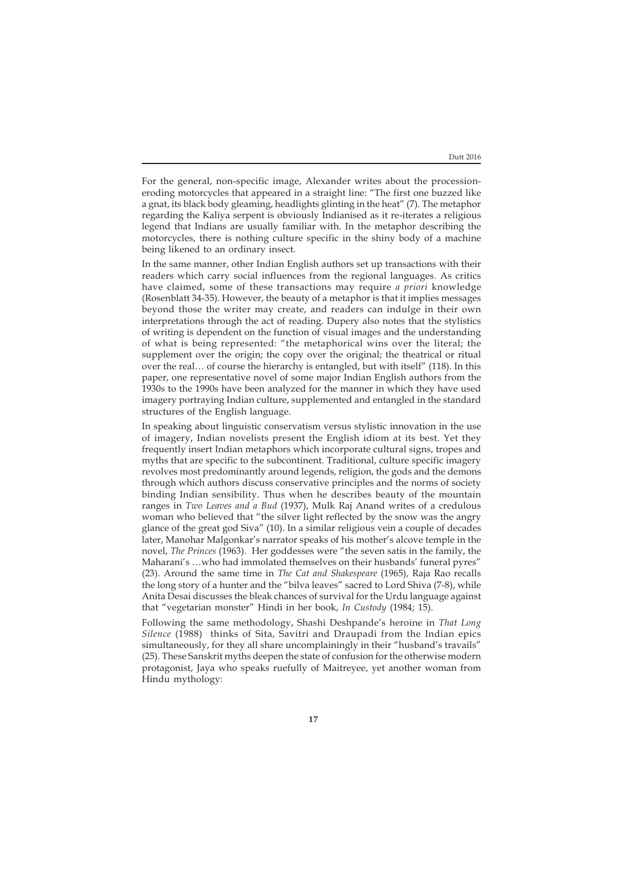For the general, non-specific image, Alexander writes about the procession-eroding motorcycles that appeared in a straight line: "The first one buzzed like a gnat, its black body gleaming, headlights glinting in the heat" (7). The metaphor regarding the Kaliya serpent is obviously Indianised as it re-iterates a religious legend that Indians are usually familiar with. In the metaphor describing the motorcycles, there is nothing culture specific in the shiny body of a machine being likened to an ordinary insect.

In the same manner, other Indian English authors set up transactions with their readers which carry social influences from the regional languages. As critics have claimed, some of these transactions may require *a priori* knowledge (Rosenblatt 34-35). However, the beauty of a metaphor is that it implies messages beyond those the writer may create, and readers can indulge in their own interpretations through the act of reading. Dupery also notes that the stylistics of writing is dependent on the function of visual images and the understanding of what is being represented: "the metaphorical wins over the literal; the supplement over the origin; the copy over the original; the theatrical or ritual over the real… of course the hierarchy is entangled, but with itself" (118). In this paper, one representative novel of some major Indian English authors from the 1930s to the 1990s have been analyzed for the manner in which they have used imagery portraying Indian culture, supplemented and entangled in the standard structures of the English language.

In speaking about linguistic conservatism versus stylistic innovation in the use of imagery, Indian novelists present the English idiom at its best. Yet they frequently insert Indian metaphors which incorporate cultural signs, tropes and myths that are specific to the subcontinent. Traditional, culture specific imagery revolves most predominantly around legends, religion, the gods and the demons through which authors discuss conservative principles and the norms of society binding Indian sensibility. Thus when he describes beauty of the mountain ranges in *Two Leaves and a Bud* (1937), Mulk Raj Anand writes of a credulous woman who believed that "the silver light reflected by the snow was the angry glance of the great god Siva" (10). In a similar religious vein a couple of decades later, Manohar Malgonkar's narrator speaks of his mother's alcove temple in the novel, *The Princes* (1963). Her goddesses were "the seven satis in the family, the Maharani's …who had immolated themselves on their husbands' funeral pyres" (23). Around the same time in *The Cat and Shakespeare* (1965), Raja Rao recalls the long story of a hunter and the "bilva leaves" sacred to Lord Shiva (7-8), while Anita Desai discusses the bleak chances of survival for the Urdu language against that "vegetarian monster" Hindi in her book, *In Custody* (1984; 15).

Following the same methodology, Shashi Deshpande's heroine in *That Long Silence* (1988) thinks of Sita, Savitri and Draupadi from the Indian epics simultaneously, for they all share uncomplainingly in their "husband's travails" (25). These Sanskrit myths deepen the state of confusion for the otherwise modern protagonist, Jaya who speaks ruefully of Maitreyee, yet another woman from Hindu mythology: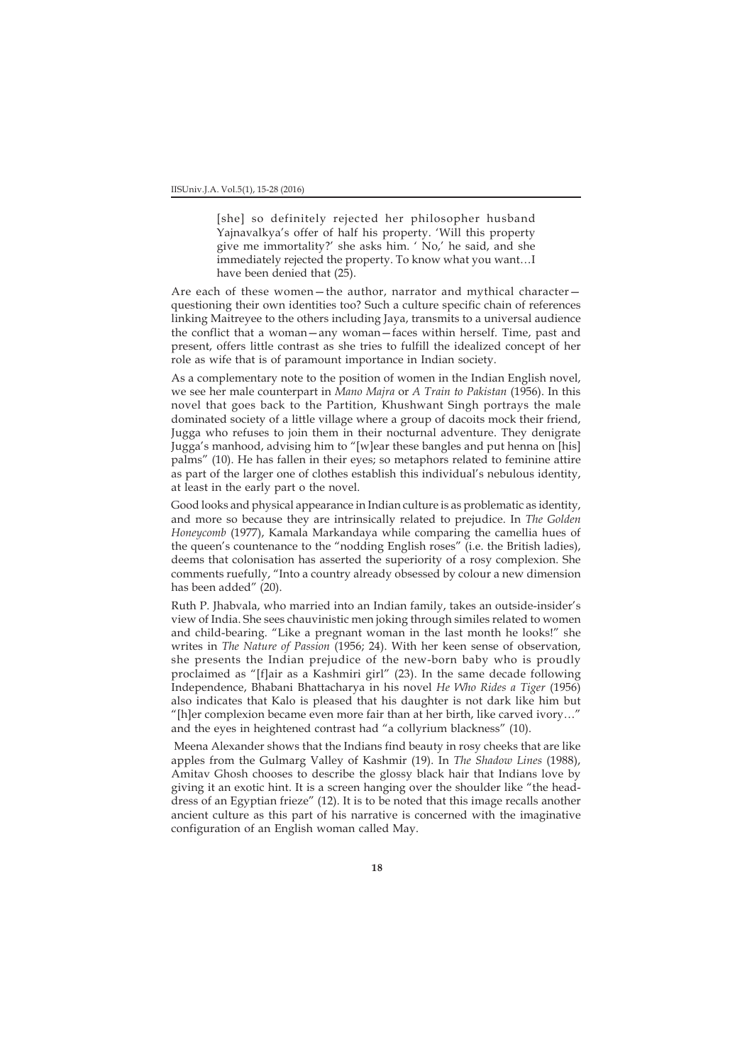> [she] so definitely rejected her philosopher husband Yajnavalkya's offer of half his property. 'Will this property give me immortality?' she asks him. ' No,' he said, and she immediately rejected the property. To know what you want…I have been denied that (25).

Are each of these women—the author, narrator and mythical character—questioning their own identities too? Such a culture specific chain of references linking Maitreyee to the others including Jaya, transmits to a universal audience the conflict that a woman—any woman—faces within herself. Time, past and present, offers little contrast as she tries to fulfill the idealized concept of her role as wife that is of paramount importance in Indian society.

As a complementary note to the position of women in the Indian English novel, we see her male counterpart in *Mano Majra* or *A Train to Pakistan* (1956). In this novel that goes back to the Partition, Khushwant Singh portrays the male dominated society of a little village where a group of dacoits mock their friend, Jugga who refuses to join them in their nocturnal adventure. They denigrate Jugga's manhood, advising him to "[w]ear these bangles and put henna on [his] palms" (10). He has fallen in their eyes; so metaphors related to feminine attire as part of the larger one of clothes establish this individual's nebulous identity, at least in the early part o the novel.

Good looks and physical appearance in Indian culture is as problematic as identity, and more so because they are intrinsically related to prejudice. In *The Golden Honeycomb* (1977), Kamala Markandaya while comparing the camellia hues of the queen's countenance to the "nodding English roses" (i.e. the British ladies), deems that colonisation has asserted the superiority of a rosy complexion. She comments ruefully, "Into a country already obsessed by colour a new dimension has been added" (20).

Ruth P. Jhabvala, who married into an Indian family, takes an outside-insider's view of India. She sees chauvinistic men joking through similes related to women and child-bearing. "Like a pregnant woman in the last month he looks!" she writes in *The Nature of Passion* (1956; 24). With her keen sense of observation, she presents the Indian prejudice of the new-born baby who is proudly proclaimed as "[f]air as a Kashmiri girl" (23). In the same decade following Independence, Bhabani Bhattacharya in his novel *He Who Rides a Tiger* (1956) also indicates that Kalo is pleased that his daughter is not dark like him but "[h]er complexion became even more fair than at her birth, like carved ivory…" and the eyes in heightened contrast had "a collyrium blackness" (10).

Meena Alexander shows that the Indians find beauty in rosy cheeks that are like apples from the Gulmarg Valley of Kashmir (19). In *The Shadow Lines* (1988), Amitav Ghosh chooses to describe the glossy black hair that Indians love by giving it an exotic hint. It is a screen hanging over the shoulder like "the head-dress of an Egyptian frieze" (12). It is to be noted that this image recalls another ancient culture as this part of his narrative is concerned with the imaginative configuration of an English woman called May.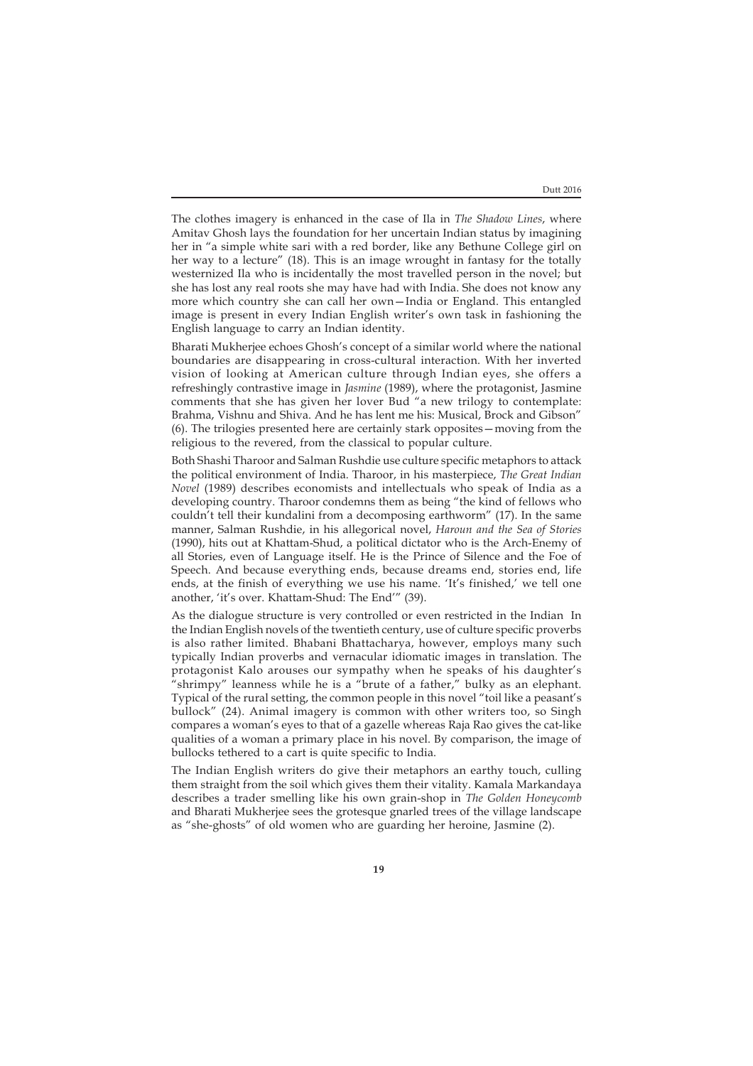The clothes imagery is enhanced in the case of Ila in *The Shadow Lines*, where Amitav Ghosh lays the foundation for her uncertain Indian status by imagining her in "a simple white sari with a red border, like any Bethune College girl on her way to a lecture" (18). This is an image wrought in fantasy for the totally westernized Ila who is incidentally the most travelled person in the novel; but she has lost any real roots she may have had with India. She does not know any more which country she can call her own—India or England. This entangled image is present in every Indian English writer's own task in fashioning the English language to carry an Indian identity.

Bharati Mukherjee echoes Ghosh's concept of a similar world where the national boundaries are disappearing in cross-cultural interaction. With her inverted vision of looking at American culture through Indian eyes, she offers a refreshingly contrastive image in *Jasmine* (1989), where the protagonist, Jasmine comments that she has given her lover Bud "a new trilogy to contemplate: Brahma, Vishnu and Shiva. And he has lent me his: Musical, Brock and Gibson" (6). The trilogies presented here are certainly stark opposites—moving from the religious to the revered, from the classical to popular culture.

Both Shashi Tharoor and Salman Rushdie use culture specific metaphors to attack the political environment of India. Tharoor, in his masterpiece, *The Great Indian Novel* (1989) describes economists and intellectuals who speak of India as a developing country. Tharoor condemns them as being "the kind of fellows who couldn't tell their kundalini from a decomposing earthworm" (17). In the same manner, Salman Rushdie, in his allegorical novel, *Haroun and the Sea of Stories* (1990), hits out at Khattam-Shud, a political dictator who is the Arch-Enemy of all Stories, even of Language itself. He is the Prince of Silence and the Foe of Speech. And because everything ends, because dreams end, stories end, life ends, at the finish of everything we use his name. 'It's finished,' we tell one another, 'it's over. Khattam-Shud: The End'" (39).

As the dialogue structure is very controlled or even restricted in the Indian In the Indian English novels of the twentieth century, use of culture specific proverbs is also rather limited. Bhabani Bhattacharya, however, employs many such typically Indian proverbs and vernacular idiomatic images in translation. The protagonist Kalo arouses our sympathy when he speaks of his daughter's "shrimpy" leanness while he is a "brute of a father," bulky as an elephant. Typical of the rural setting, the common people in this novel "toil like a peasant's bullock" (24). Animal imagery is common with other writers too, so Singh compares a woman's eyes to that of a gazelle whereas Raja Rao gives the cat-like qualities of a woman a primary place in his novel. By comparison, the image of bullocks tethered to a cart is quite specific to India.

The Indian English writers do give their metaphors an earthy touch, culling them straight from the soil which gives them their vitality. Kamala Markandaya describes a trader smelling like his own grain-shop in *The Golden Honeycomb* and Bharati Mukherjee sees the grotesque gnarled trees of the village landscape as "she-ghosts" of old women who are guarding her heroine, Jasmine (2).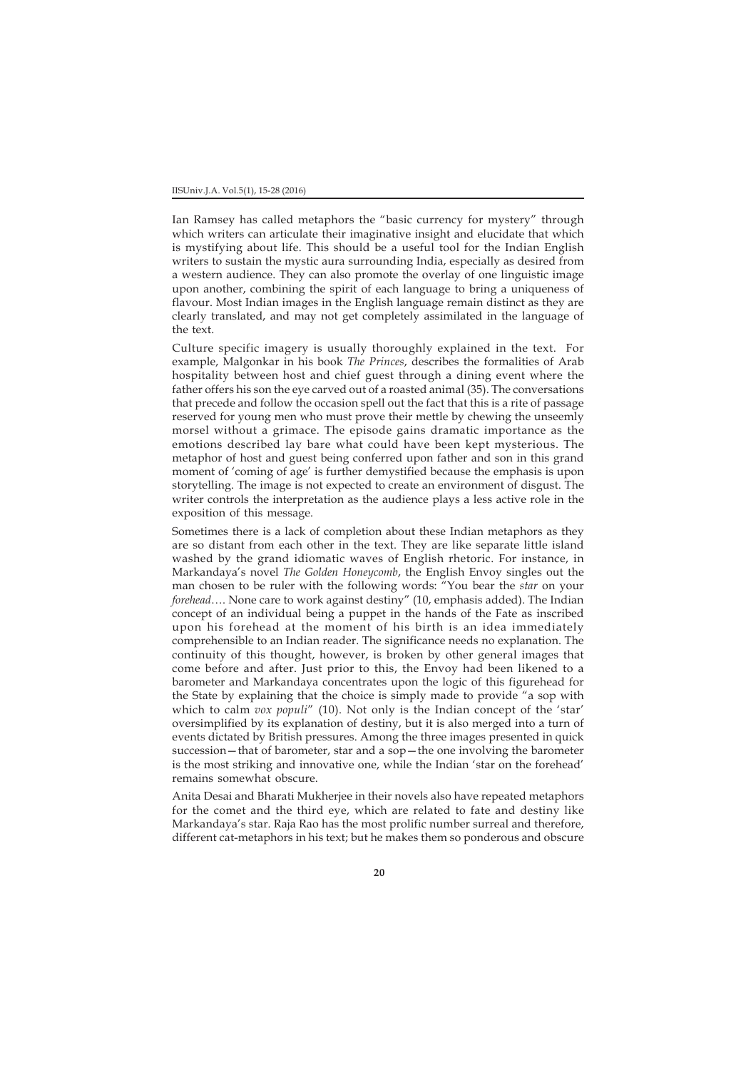Ian Ramsey has called metaphors the "basic currency for mystery" through which writers can articulate their imaginative insight and elucidate that which is mystifying about life. This should be a useful tool for the Indian English writers to sustain the mystic aura surrounding India, especially as desired from a western audience. They can also promote the overlay of one linguistic image upon another, combining the spirit of each language to bring a uniqueness of flavour. Most Indian images in the English language remain distinct as they are clearly translated, and may not get completely assimilated in the language of the text.

Culture specific imagery is usually thoroughly explained in the text. For example, Malgonkar in his book *The Princes*, describes the formalities of Arab hospitality between host and chief guest through a dining event where the father offers his son the eye carved out of a roasted animal (35). The conversations that precede and follow the occasion spell out the fact that this is a rite of passage reserved for young men who must prove their mettle by chewing the unseemly morsel without a grimace. The episode gains dramatic importance as the emotions described lay bare what could have been kept mysterious. The metaphor of host and guest being conferred upon father and son in this grand moment of 'coming of age' is further demystified because the emphasis is upon storytelling. The image is not expected to create an environment of disgust. The writer controls the interpretation as the audience plays a less active role in the exposition of this message.

Sometimes there is a lack of completion about these Indian metaphors as they are so distant from each other in the text. They are like separate little island washed by the grand idiomatic waves of English rhetoric. For instance, in Markandaya's novel *The Golden Honeycomb*, the English Envoy singles out the man chosen to be ruler with the following words: "You bear the *star* on your *forehead*…. None care to work against destiny" (10, emphasis added). The Indian concept of an individual being a puppet in the hands of the Fate as inscribed upon his forehead at the moment of his birth is an idea immediately comprehensible to an Indian reader. The significance needs no explanation. The continuity of this thought, however, is broken by other general images that come before and after. Just prior to this, the Envoy had been likened to a barometer and Markandaya concentrates upon the logic of this figurehead for the State by explaining that the choice is simply made to provide "a sop with which to calm *vox populi*" (10). Not only is the Indian concept of the 'star' oversimplified by its explanation of destiny, but it is also merged into a turn of events dictated by British pressures. Among the three images presented in quick succession—that of barometer, star and a sop—the one involving the barometer is the most striking and innovative one, while the Indian 'star on the forehead' remains somewhat obscure.

Anita Desai and Bharati Mukherjee in their novels also have repeated metaphors for the comet and the third eye, which are related to fate and destiny like Markandaya's star. Raja Rao has the most prolific number surreal and therefore, different cat-metaphors in his text; but he makes them so ponderous and obscure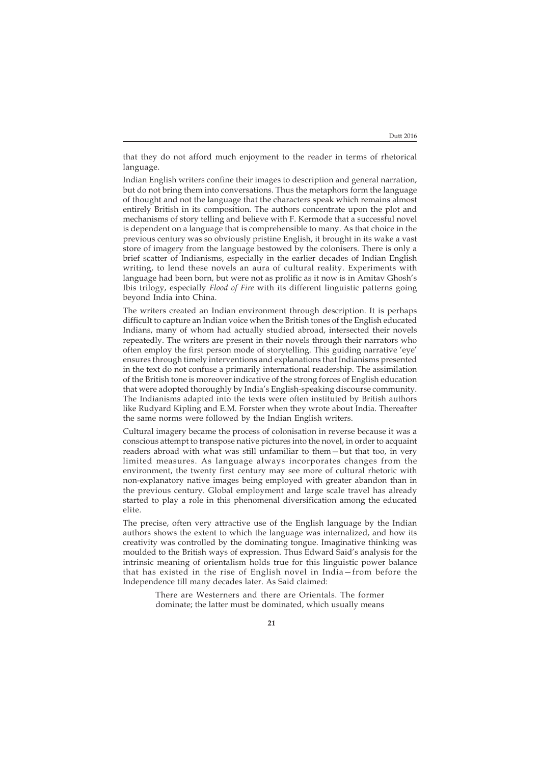that they do not afford much enjoyment to the reader in terms of rhetorical language.

Indian English writers confine their images to description and general narration, but do not bring them into conversations. Thus the metaphors form the language of thought and not the language that the characters speak which remains almost entirely British in its composition. The authors concentrate upon the plot and mechanisms of story telling and believe with F. Kermode that a successful novel is dependent on a language that is comprehensible to many. As that choice in the previous century was so obviously pristine English, it brought in its wake a vast store of imagery from the language bestowed by the colonisers. There is only a brief scatter of Indianisms, especially in the earlier decades of Indian English writing, to lend these novels an aura of cultural reality. Experiments with language had been born, but were not as prolific as it now is in Amitav Ghosh's Ibis trilogy, especially *Flood of Fire* with its different linguistic patterns going beyond India into China.

The writers created an Indian environment through description. It is perhaps difficult to capture an Indian voice when the British tones of the English educated Indians, many of whom had actually studied abroad, intersected their novels repeatedly. The writers are present in their novels through their narrators who often employ the first person mode of storytelling. This guiding narrative 'eye' ensures through timely interventions and explanations that Indianisms presented in the text do not confuse a primarily international readership. The assimilation of the British tone is moreover indicative of the strong forces of English education that were adopted thoroughly by India's English-speaking discourse community. The Indianisms adapted into the texts were often instituted by British authors like Rudyard Kipling and E.M. Forster when they wrote about India. Thereafter the same norms were followed by the Indian English writers.

Cultural imagery became the process of colonisation in reverse because it was a conscious attempt to transpose native pictures into the novel, in order to acquaint readers abroad with what was still unfamiliar to them—but that too, in very limited measures. As language always incorporates changes from the environment, the twenty first century may see more of cultural rhetoric with non-explanatory native images being employed with greater abandon than in the previous century. Global employment and large scale travel has already started to play a role in this phenomenal diversification among the educated elite.

The precise, often very attractive use of the English language by the Indian authors shows the extent to which the language was internalized, and how its creativity was controlled by the dominating tongue. Imaginative thinking was moulded to the British ways of expression. Thus Edward Said's analysis for the intrinsic meaning of orientalism holds true for this linguistic power balance that has existed in the rise of English novel in India—from before the Independence till many decades later. As Said claimed:

> There are Westerners and there are Orientals. The former dominate; the latter must be dominated, which usually means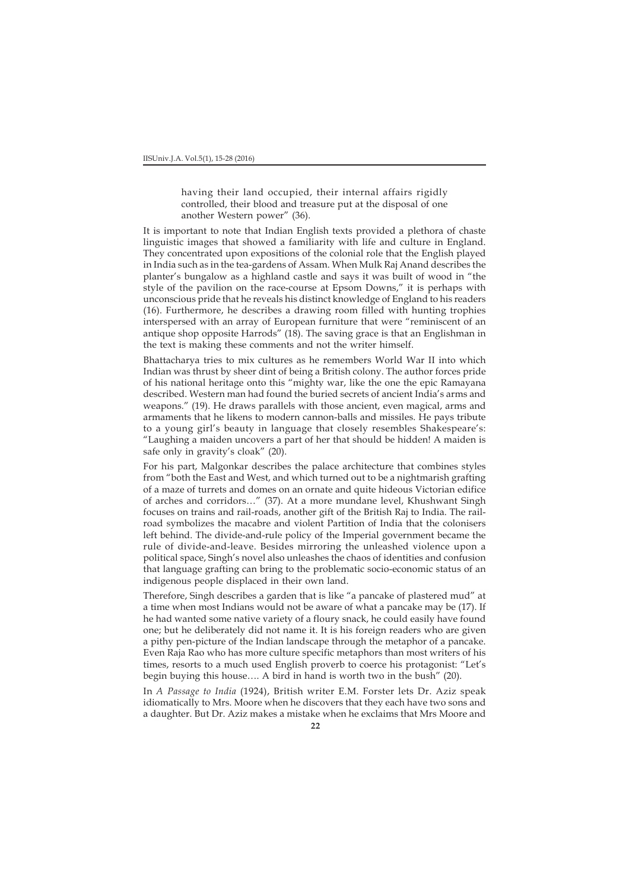> having their land occupied, their internal affairs rigidly controlled, their blood and treasure put at the disposal of one another Western power" (36).

It is important to note that Indian English texts provided a plethora of chaste linguistic images that showed a familiarity with life and culture in England. They concentrated upon expositions of the colonial role that the English played in India such as in the tea-gardens of Assam. When Mulk Raj Anand describes the planter's bungalow as a highland castle and says it was built of wood in "the style of the pavilion on the race-course at Epsom Downs," it is perhaps with unconscious pride that he reveals his distinct knowledge of England to his readers (16). Furthermore, he describes a drawing room filled with hunting trophies interspersed with an array of European furniture that were "reminiscent of an antique shop opposite Harrods" (18). The saving grace is that an Englishman in the text is making these comments and not the writer himself.

Bhattacharya tries to mix cultures as he remembers World War II into which Indian was thrust by sheer dint of being a British colony. The author forces pride of his national heritage onto this "mighty war, like the one the epic Ramayana described. Western man had found the buried secrets of ancient India's arms and weapons." (19). He draws parallels with those ancient, even magical, arms and armaments that he likens to modern cannon-balls and missiles. He pays tribute to a young girl's beauty in language that closely resembles Shakespeare's: "Laughing a maiden uncovers a part of her that should be hidden! A maiden is safe only in gravity's cloak" (20).

For his part, Malgonkar describes the palace architecture that combines styles from "both the East and West, and which turned out to be a nightmarish grafting of a maze of turrets and domes on an ornate and quite hideous Victorian edifice of arches and corridors…" (37). At a more mundane level, Khushwant Singh focuses on trains and rail-roads, another gift of the British Raj to India. The rail-road symbolizes the macabre and violent Partition of India that the colonisers left behind. The divide-and-rule policy of the Imperial government became the rule of divide-and-leave. Besides mirroring the unleashed violence upon a political space, Singh's novel also unleashes the chaos of identities and confusion that language grafting can bring to the problematic socio-economic status of an indigenous people displaced in their own land.

Therefore, Singh describes a garden that is like "a pancake of plastered mud" at a time when most Indians would not be aware of what a pancake may be (17). If he had wanted some native variety of a floury snack, he could easily have found one; but he deliberately did not name it. It is his foreign readers who are given a pithy pen-picture of the Indian landscape through the metaphor of a pancake. Even Raja Rao who has more culture specific metaphors than most writers of his times, resorts to a much used English proverb to coerce his protagonist: "Let's begin buying this house…. A bird in hand is worth two in the bush" (20).

In *A Passage to India* (1924), British writer E.M. Forster lets Dr. Aziz speak idiomatically to Mrs. Moore when he discovers that they each have two sons and a daughter. But Dr. Aziz makes a mistake when he exclaims that Mrs Moore and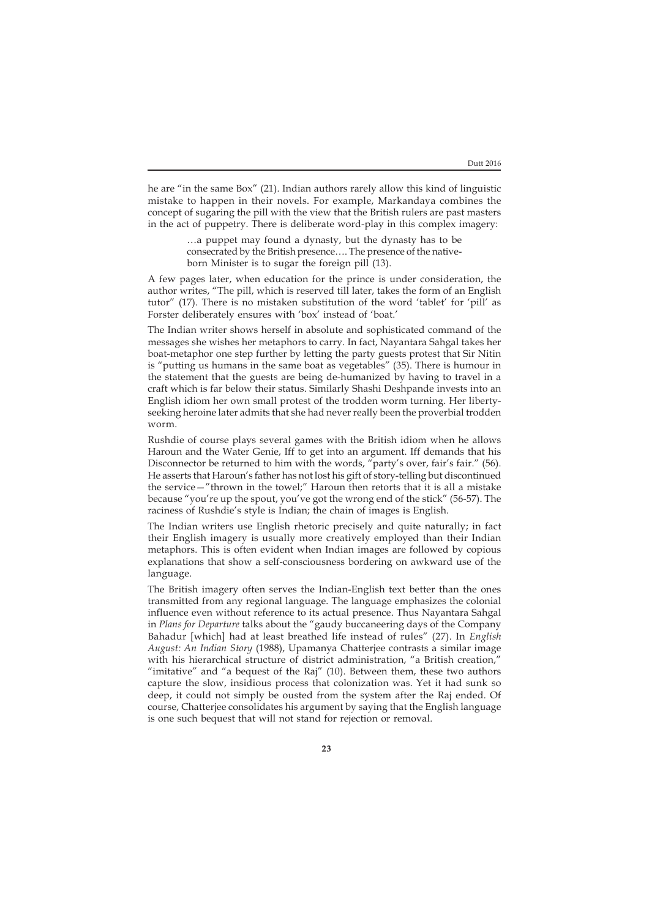he are "in the same Box" (21). Indian authors rarely allow this kind of linguistic mistake to happen in their novels. For example, Markandaya combines the concept of sugaring the pill with the view that the British rulers are past masters in the act of puppetry. There is deliberate word-play in this complex imagery:

> …a puppet may found a dynasty, but the dynasty has to be consecrated by the British presence…. The presence of the native-born Minister is to sugar the foreign pill (13).

A few pages later, when education for the prince is under consideration, the author writes, "The pill, which is reserved till later, takes the form of an English tutor" (17). There is no mistaken substitution of the word 'tablet' for 'pill' as Forster deliberately ensures with 'box' instead of 'boat.'

The Indian writer shows herself in absolute and sophisticated command of the messages she wishes her metaphors to carry. In fact, Nayantara Sahgal takes her boat-metaphor one step further by letting the party guests protest that Sir Nitin is "putting us humans in the same boat as vegetables" (35). There is humour in the statement that the guests are being de-humanized by having to travel in a craft which is far below their status. Similarly Shashi Deshpande invests into an English idiom her own small protest of the trodden worm turning. Her liberty-seeking heroine later admits that she had never really been the proverbial trodden worm.

Rushdie of course plays several games with the British idiom when he allows Haroun and the Water Genie, Iff to get into an argument. Iff demands that his Disconnector be returned to him with the words, "party's over, fair's fair." (56). He asserts that Haroun's father has not lost his gift of story-telling but discontinued the service—"thrown in the towel;" Haroun then retorts that it is all a mistake because "you're up the spout, you've got the wrong end of the stick" (56-57). The raciness of Rushdie's style is Indian; the chain of images is English.

The Indian writers use English rhetoric precisely and quite naturally; in fact their English imagery is usually more creatively employed than their Indian metaphors. This is often evident when Indian images are followed by copious explanations that show a self-consciousness bordering on awkward use of the language.

The British imagery often serves the Indian-English text better than the ones transmitted from any regional language. The language emphasizes the colonial influence even without reference to its actual presence. Thus Nayantara Sahgal in *Plans for Departure* talks about the "gaudy buccaneering days of the Company Bahadur [which] had at least breathed life instead of rules" (27). In *English August: An Indian Story* (1988), Upamanya Chatterjee contrasts a similar image with his hierarchical structure of district administration, "a British creation," "imitative" and "a bequest of the Raj" (10). Between them, these two authors capture the slow, insidious process that colonization was. Yet it had sunk so deep, it could not simply be ousted from the system after the Raj ended. Of course, Chatterjee consolidates his argument by saying that the English language is one such bequest that will not stand for rejection or removal.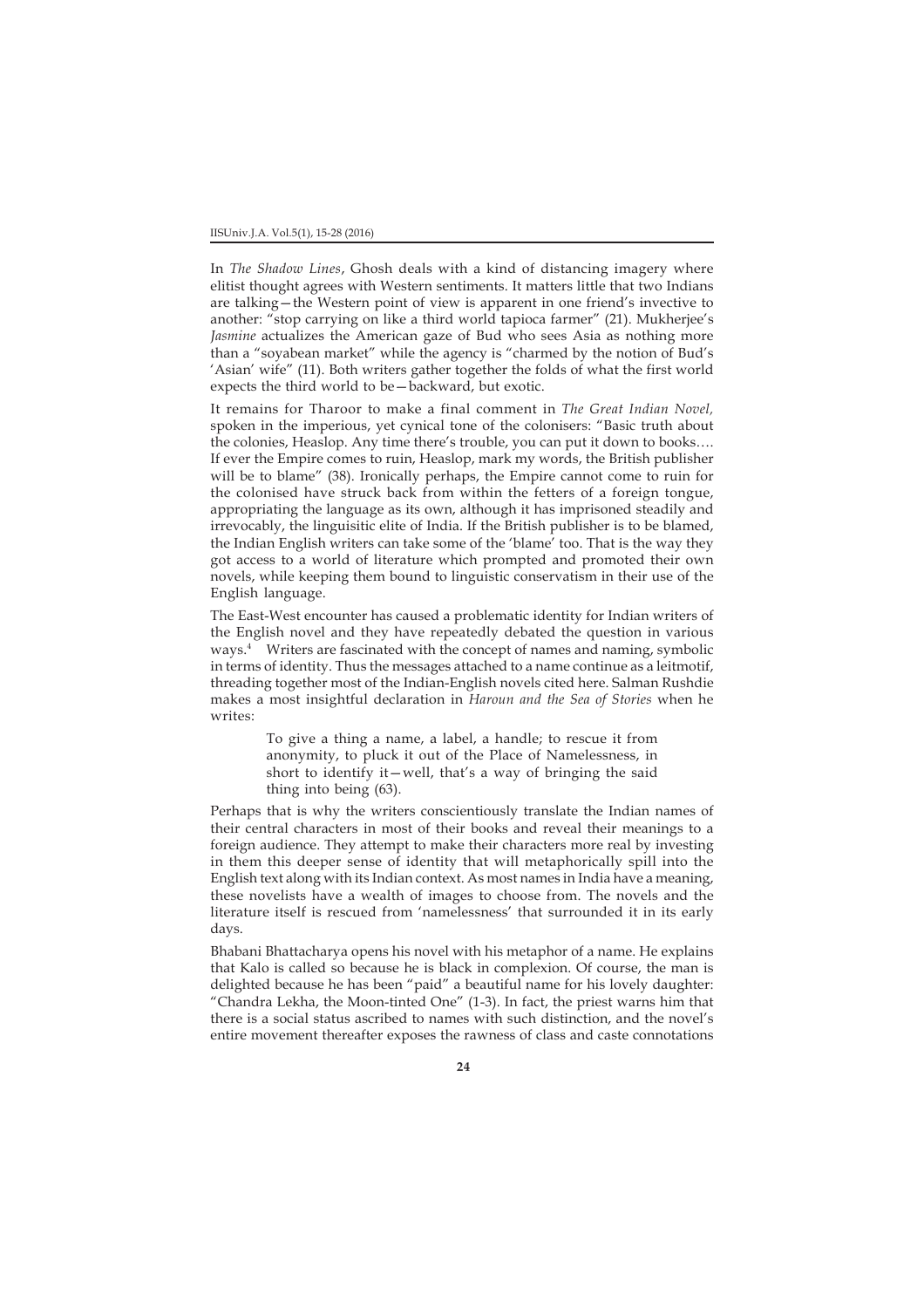In *The Shadow Lines*, Ghosh deals with a kind of distancing imagery where elitist thought agrees with Western sentiments. It matters little that two Indians are talking—the Western point of view is apparent in one friend's invective to another: "stop carrying on like a third world tapioca farmer" (21). Mukherjee's *Jasmine* actualizes the American gaze of Bud who sees Asia as nothing more than a "soyabean market" while the agency is "charmed by the notion of Bud's 'Asian' wife" (11). Both writers gather together the folds of what the first world expects the third world to be—backward, but exotic.

It remains for Tharoor to make a final comment in *The Great Indian Novel,* spoken in the imperious, yet cynical tone of the colonisers: "Basic truth about the colonies, Heaslop. Any time there's trouble, you can put it down to books…. If ever the Empire comes to ruin, Heaslop, mark my words, the British publisher will be to blame" (38). Ironically perhaps, the Empire cannot come to ruin for the colonised have struck back from within the fetters of a foreign tongue, appropriating the language as its own, although it has imprisoned steadily and irrevocably, the linguisitic elite of India. If the British publisher is to be blamed, the Indian English writers can take some of the 'blame' too. That is the way they got access to a world of literature which prompted and promoted their own novels, while keeping them bound to linguistic conservatism in their use of the English language.

The East-West encounter has caused a problematic identity for Indian writers of the English novel and they have repeatedly debated the question in various ways.[4] Writers are fascinated with the concept of names and naming, symbolic in terms of identity. Thus the messages attached to a name continue as a leitmotif, threading together most of the Indian-English novels cited here. Salman Rushdie makes a most insightful declaration in *Haroun and the Sea of Stories* when he writes:

> To give a thing a name, a label, a handle; to rescue it from anonymity, to pluck it out of the Place of Namelessness, in short to identify it—well, that's a way of bringing the said thing into being (63).

Perhaps that is why the writers conscientiously translate the Indian names of their central characters in most of their books and reveal their meanings to a foreign audience. They attempt to make their characters more real by investing in them this deeper sense of identity that will metaphorically spill into the English text along with its Indian context. As most names in India have a meaning, these novelists have a wealth of images to choose from. The novels and the literature itself is rescued from 'namelessness' that surrounded it in its early days.

Bhabani Bhattacharya opens his novel with his metaphor of a name. He explains that Kalo is called so because he is black in complexion. Of course, the man is delighted because he has been "paid" a beautiful name for his lovely daughter: "Chandra Lekha, the Moon-tinted One" (1-3). In fact, the priest warns him that there is a social status ascribed to names with such distinction, and the novel's entire movement thereafter exposes the rawness of class and caste connotations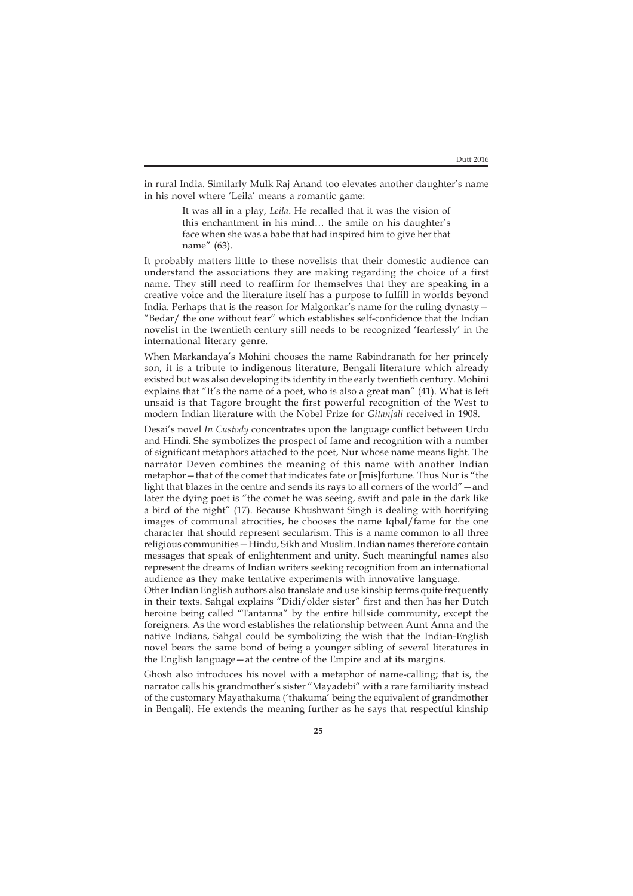in rural India. Similarly Mulk Raj Anand too elevates another daughter's name in his novel where 'Leila' means a romantic game:

> It was all in a play, *Leila*. He recalled that it was the vision of this enchantment in his mind… the smile on his daughter's face when she was a babe that had inspired him to give her that name" (63).

It probably matters little to these novelists that their domestic audience can understand the associations they are making regarding the choice of a first name. They still need to reaffirm for themselves that they are speaking in a creative voice and the literature itself has a purpose to fulfill in worlds beyond India. Perhaps that is the reason for Malgonkar's name for the ruling dynasty—"Bedar/ the one without fear" which establishes self-confidence that the Indian novelist in the twentieth century still needs to be recognized 'fearlessly' in the international literary genre.

When Markandaya's Mohini chooses the name Rabindranath for her princely son, it is a tribute to indigenous literature, Bengali literature which already existed but was also developing its identity in the early twentieth century. Mohini explains that "It's the name of a poet, who is also a great man" (41). What is left unsaid is that Tagore brought the first powerful recognition of the West to modern Indian literature with the Nobel Prize for *Gitanjali* received in 1908.

Desai's novel *In Custody* concentrates upon the language conflict between Urdu and Hindi. She symbolizes the prospect of fame and recognition with a number of significant metaphors attached to the poet, Nur whose name means light. The narrator Deven combines the meaning of this name with another Indian metaphor—that of the comet that indicates fate or [mis]fortune. Thus Nur is "the light that blazes in the centre and sends its rays to all corners of the world"—and later the dying poet is "the comet he was seeing, swift and pale in the dark like a bird of the night" (17). Because Khushwant Singh is dealing with horrifying images of communal atrocities, he chooses the name Iqbal/fame for the one character that should represent secularism. This is a name common to all three religious communities—Hindu, Sikh and Muslim. Indian names therefore contain messages that speak of enlightenment and unity. Such meaningful names also represent the dreams of Indian writers seeking recognition from an international audience as they make tentative experiments with innovative language.

Other Indian English authors also translate and use kinship terms quite frequently in their texts. Sahgal explains "Didi/older sister" first and then has her Dutch heroine being called "Tantanna" by the entire hillside community, except the foreigners. As the word establishes the relationship between Aunt Anna and the native Indians, Sahgal could be symbolizing the wish that the Indian-English novel bears the same bond of being a younger sibling of several literatures in the English language—at the centre of the Empire and at its margins.

Ghosh also introduces his novel with a metaphor of name-calling; that is, the narrator calls his grandmother's sister "Mayadebi" with a rare familiarity instead of the customary Mayathakuma ('thakuma' being the equivalent of grandmother in Bengali). He extends the meaning further as he says that respectful kinship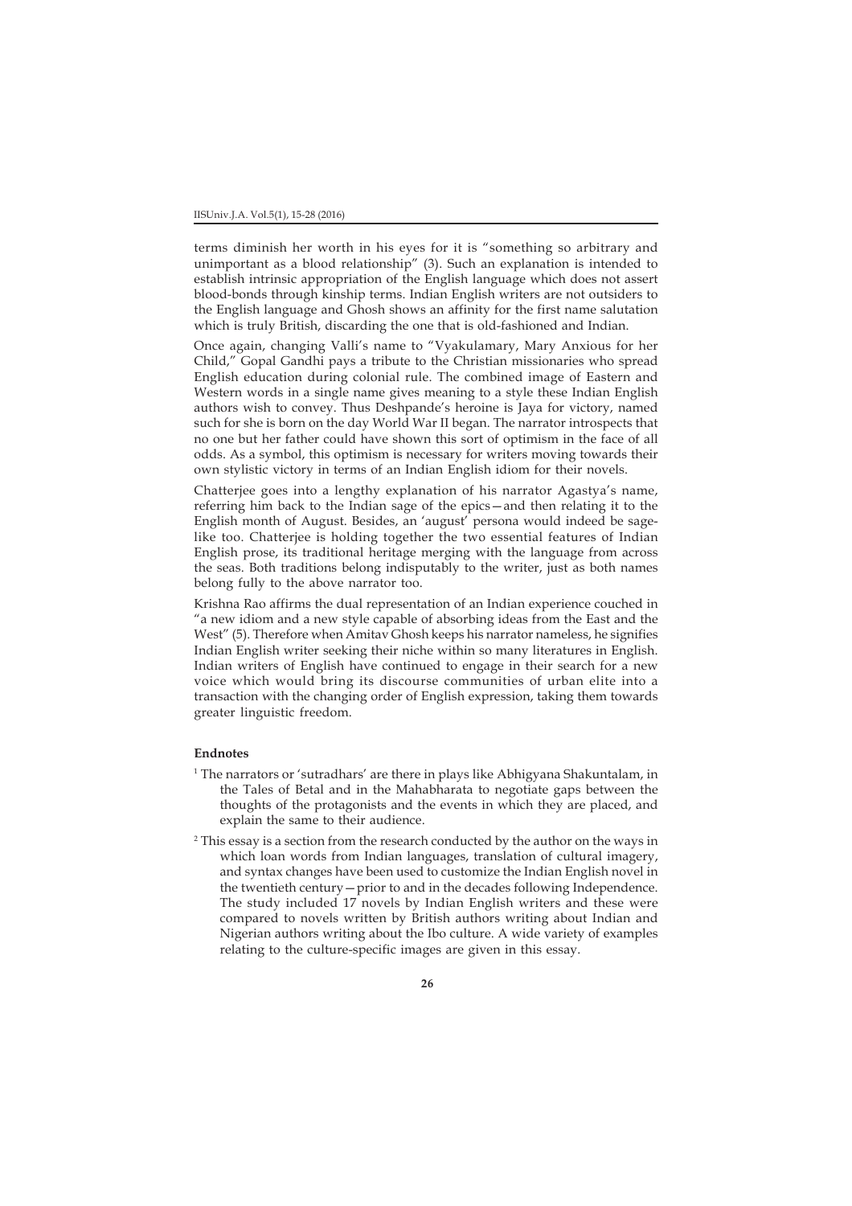terms diminish her worth in his eyes for it is "something so arbitrary and unimportant as a blood relationship" (3). Such an explanation is intended to establish intrinsic appropriation of the English language which does not assert blood-bonds through kinship terms. Indian English writers are not outsiders to the English language and Ghosh shows an affinity for the first name salutation which is truly British, discarding the one that is old-fashioned and Indian.

Once again, changing Valli's name to "Vyakulamary, Mary Anxious for her Child," Gopal Gandhi pays a tribute to the Christian missionaries who spread English education during colonial rule. The combined image of Eastern and Western words in a single name gives meaning to a style these Indian English authors wish to convey. Thus Deshpande's heroine is Jaya for victory, named such for she is born on the day World War II began. The narrator introspects that no one but her father could have shown this sort of optimism in the face of all odds. As a symbol, this optimism is necessary for writers moving towards their own stylistic victory in terms of an Indian English idiom for their novels.

Chatterjee goes into a lengthy explanation of his narrator Agastya's name, referring him back to the Indian sage of the epics—and then relating it to the English month of August. Besides, an 'august' persona would indeed be sage-like too. Chatterjee is holding together the two essential features of Indian English prose, its traditional heritage merging with the language from across the seas. Both traditions belong indisputably to the writer, just as both names belong fully to the above narrator too.

Krishna Rao affirms the dual representation of an Indian experience couched in "a new idiom and a new style capable of absorbing ideas from the East and the West" (5). Therefore when Amitav Ghosh keeps his narrator nameless, he signifies Indian English writer seeking their niche within so many literatures in English. Indian writers of English have continued to engage in their search for a new voice which would bring its discourse communities of urban elite into a transaction with the changing order of English expression, taking them towards greater linguistic freedom.

**Endnotes**

[1] The narrators or 'sutradhars' are there in plays like Abhigyana Shakuntalam, in the Tales of Betal and in the Mahabharata to negotiate gaps between the thoughts of the protagonists and the events in which they are placed, and explain the same to their audience.

[2] This essay is a section from the research conducted by the author on the ways in which loan words from Indian languages, translation of cultural imagery, and syntax changes have been used to customize the Indian English novel in the twentieth century—prior to and in the decades following Independence. The study included 17 novels by Indian English writers and these were compared to novels written by British authors writing about Indian and Nigerian authors writing about the Ibo culture. A wide variety of examples relating to the culture-specific images are given in this essay.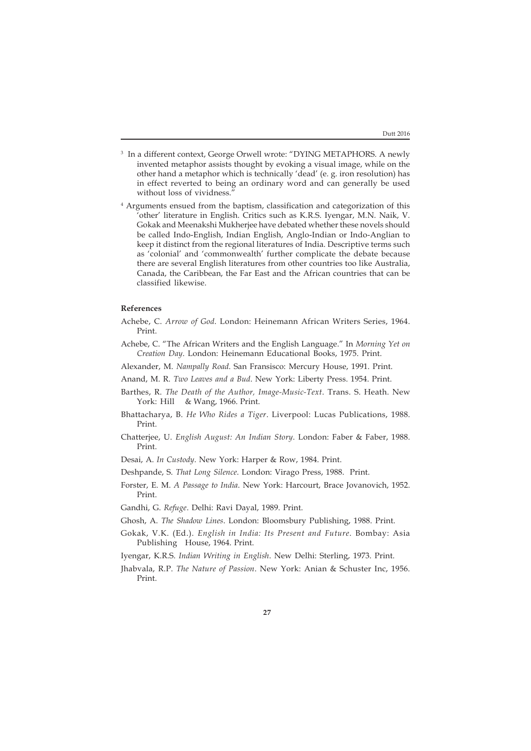[3] In a different context, George Orwell wrote: "DYING METAPHORS. A newly invented metaphor assists thought by evoking a visual image, while on the other hand a metaphor which is technically 'dead' (e. g. iron resolution) has in effect reverted to being an ordinary word and can generally be used without loss of vividness."

[4] Arguments ensued from the baptism, classification and categorization of this 'other' literature in English. Critics such as K.R.S. Iyengar, M.N. Naik, V. Gokak and Meenakshi Mukherjee have debated whether these novels should be called Indo-English, Indian English, Anglo-Indian or Indo-Anglian to keep it distinct from the regional literatures of India. Descriptive terms such as 'colonial' and 'commonwealth' further complicate the debate because there are several English literatures from other countries too like Australia, Canada, the Caribbean, the Far East and the African countries that can be classified likewise.

**References**

Achebe, C. *Arrow of God*. London: Heinemann African Writers Series, 1964. Print.

Achebe, C. "The African Writers and the English Language." In *Morning Yet on Creation Day*. London: Heinemann Educational Books, 1975. Print.

Alexander, M. *Nampally Road*. San Fransisco: Mercury House, 1991. Print.

Anand, M. R. *Two Leaves and a Bud*. New York: Liberty Press. 1954. Print.

Barthes, R. *The Death of the Author, Image-Music-Text*. Trans. S. Heath. New York: Hill & Wang, 1966. Print.

Bhattacharya, B. *He Who Rides a Tiger*. Liverpool: Lucas Publications, 1988. Print.

Chatterjee, U. *English August: An Indian Story*. London: Faber & Faber, 1988. Print.

Desai, A. *In Custody*. New York: Harper & Row, 1984. Print.

Deshpande, S. *That Long Silence*. London: Virago Press, 1988. Print.

Forster, E. M. *A Passage to India*. New York: Harcourt, Brace Jovanovich, 1952. Print.

Gandhi, G. *Refuge*. Delhi: Ravi Dayal, 1989. Print.

Ghosh, A. *The Shadow Lines*. London: Bloomsbury Publishing, 1988. Print.

Gokak, V.K. (Ed.). *English in India: Its Present and Future*. Bombay: Asia Publishing House, 1964. Print.

Iyengar, K.R.S. *Indian Writing in English*. New Delhi: Sterling, 1973. Print.

Jhabvala, R.P. *The Nature of Passion*. New York: Anian & Schuster Inc, 1956. Print.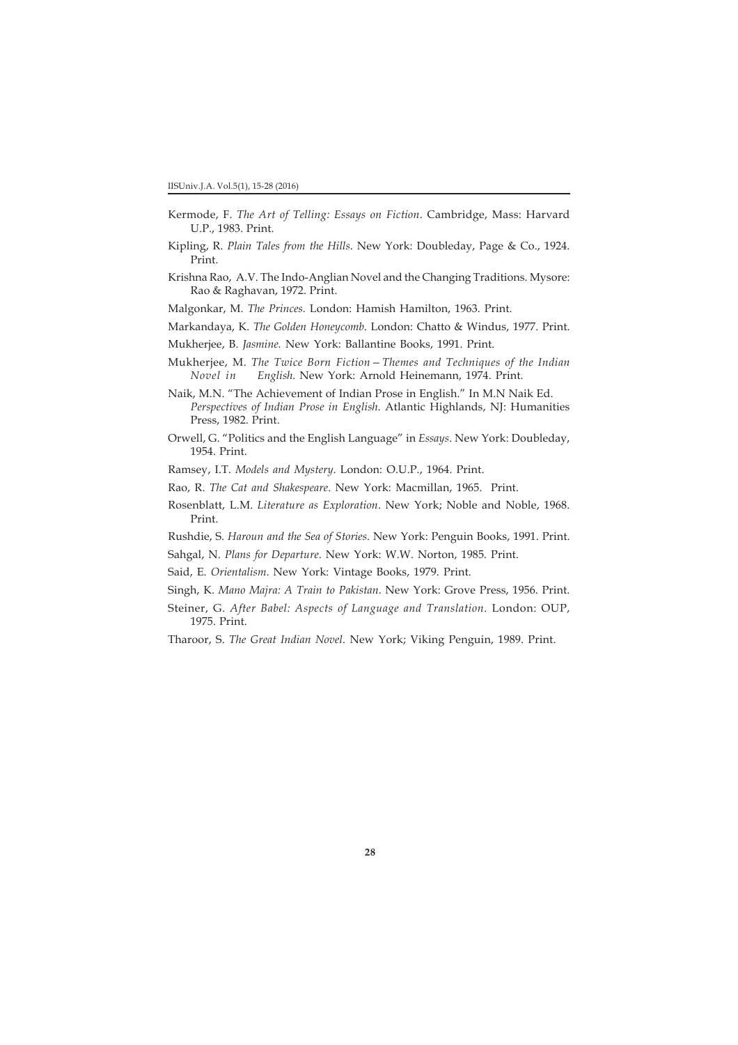Kermode, F. *The Art of Telling: Essays on Fiction*. Cambridge, Mass: Harvard U.P., 1983. Print.

Kipling, R. *Plain Tales from the Hills*. New York: Doubleday, Page & Co., 1924. Print.

Krishna Rao, A.V. The Indo-Anglian Novel and the Changing Traditions. Mysore: Rao & Raghavan, 1972. Print.

Malgonkar, M. *The Princes*. London: Hamish Hamilton, 1963. Print.

Markandaya, K. *The Golden Honeycomb*. London: Chatto & Windus, 1977. Print.

Mukherjee, B. *Jasmine.* New York: Ballantine Books, 1991. Print.

Mukherjee, M. *The Twice Born Fiction—Themes and Techniques of the Indian Novel in English.* New York: Arnold Heinemann, 1974. Print.

Naik, M.N. "The Achievement of Indian Prose in English." In M.N Naik Ed. *Perspectives of Indian Prose in English*. Atlantic Highlands, NJ: Humanities Press, 1982. Print.

Orwell, G. "Politics and the English Language" in *Essays*. New York: Doubleday, 1954. Print.

Ramsey, I.T. *Models and Mystery*. London: O.U.P., 1964. Print.

Rao, R. *The Cat and Shakespeare*. New York: Macmillan, 1965. Print.

Rosenblatt, L.M. *Literature as Exploration*. New York; Noble and Noble, 1968. Print.

Rushdie, S. *Haroun and the Sea of Stories*. New York: Penguin Books, 1991. Print.

Sahgal, N. *Plans for Departure*. New York: W.W. Norton, 1985. Print.

Said, E. *Orientalism*. New York: Vintage Books, 1979. Print.

Singh, K. *Mano Majra: A Train to Pakistan*. New York: Grove Press, 1956. Print.

Steiner, G. *After Babel: Aspects of Language and Translation*. London: OUP, 1975. Print.

Tharoor, S. *The Great Indian Novel*. New York; Viking Penguin, 1989. Print.